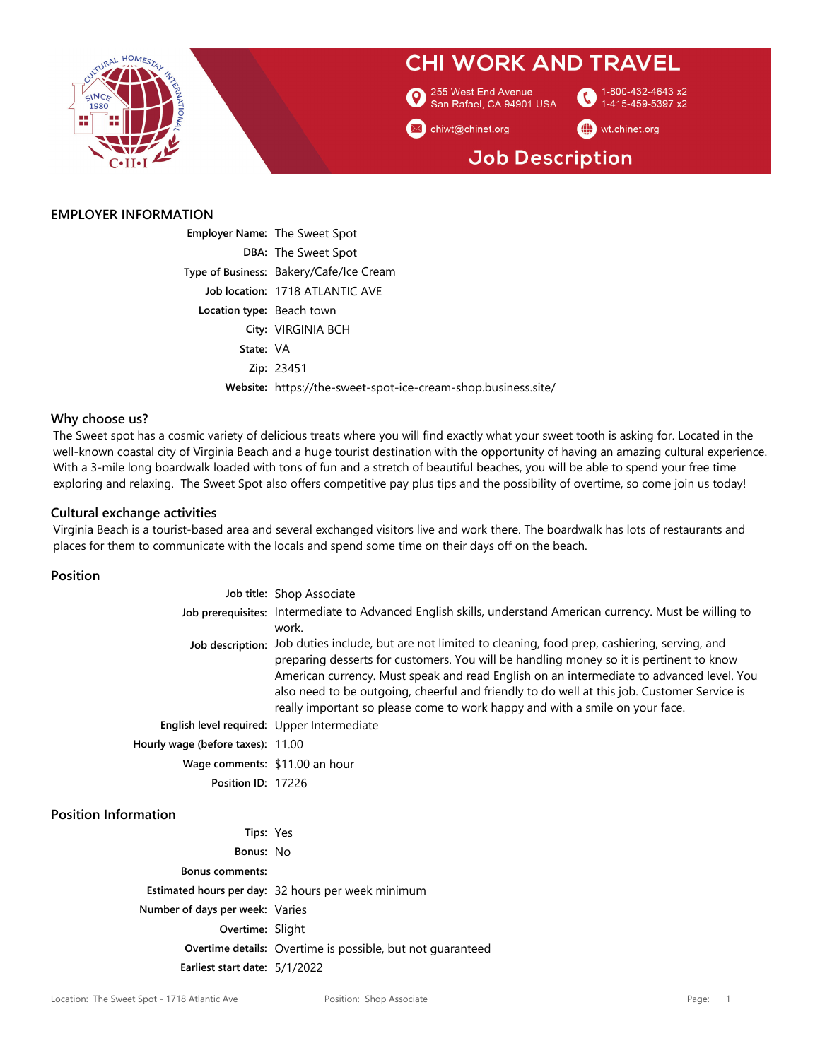# CHI WORK AND TRAVEL

255 West End Avenue
San Rafael, CA 94901 USA

1-800-432-4643 x2
1-415-459-5397 x2

chiwt@chinet.org

wt.chinet.org

## Job Description

### EMPLOYER INFORMATION

**Employer Name:** The Sweet Spot
**DBA:** The Sweet Spot
**Type of Business:** Bakery/Cafe/Ice Cream
**Job location:** 1718 ATLANTIC AVE
**Location type:** Beach town
**City:** VIRGINIA BCH
**State:** VA
**Zip:** 23451
**Website:** https://the-sweet-spot-ice-cream-shop.business.site/

### Why choose us?

The Sweet spot has a cosmic variety of delicious treats where you will find exactly what your sweet tooth is asking for. Located in the well-known coastal city of Virginia Beach and a huge tourist destination with the opportunity of having an amazing cultural experience. With a 3-mile long boardwalk loaded with tons of fun and a stretch of beautiful beaches, you will be able to spend your free time exploring and relaxing. The Sweet Spot also offers competitive pay plus tips and the possibility of overtime, so come join us today!

### Cultural exchange activities

Virginia Beach is a tourist-based area and several exchanged visitors live and work there. The boardwalk has lots of restaurants and places for them to communicate with the locals and spend some time on their days off on the beach.

### Position

**Job title:** Shop Associate
**Job prerequisites:** Intermediate to Advanced English skills, understand American currency. Must be willing to work.
**Job description:** Job duties include, but are not limited to cleaning, food prep, cashiering, serving, and preparing desserts for customers. You will be handling money so it is pertinent to know American currency. Must speak and read English on an intermediate to advanced level. You also need to be outgoing, cheerful and friendly to do well at this job. Customer Service is really important so please come to work happy and with a smile on your face.
**English level required:** Upper Intermediate
**Hourly wage (before taxes):** 11.00
**Wage comments:** $11.00 an hour
**Position ID:** 17226

### Position Information

**Tips:** Yes
**Bonus:** No
**Bonus comments:**
**Estimated hours per day:** 32 hours per week minimum
**Number of days per week:** Varies
**Overtime:** Slight
**Overtime details:** Overtime is possible, but not guaranteed
**Earliest start date:** 5/1/2022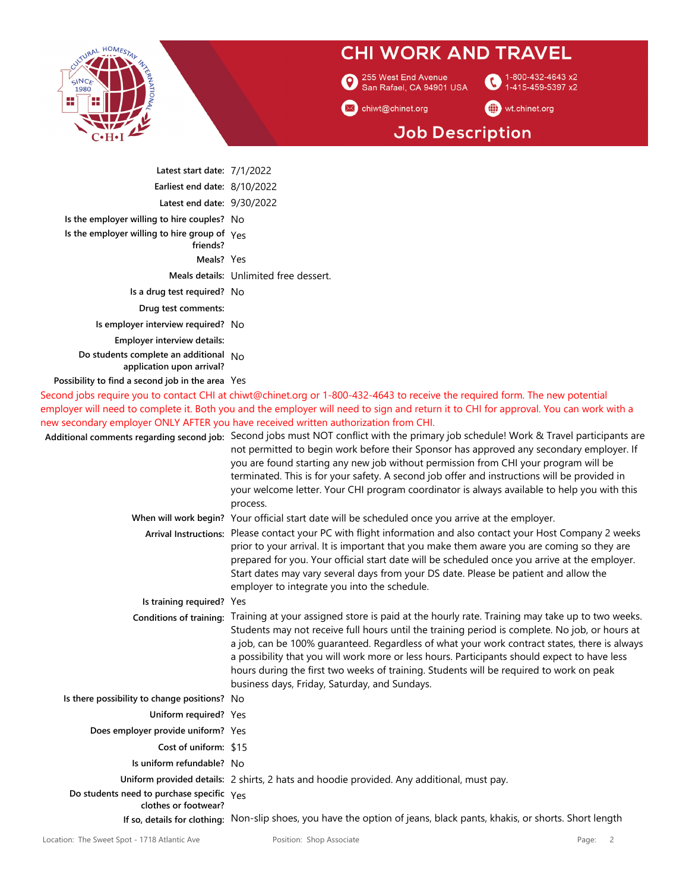# CHI WORK AND TRAVEL

255 West End Avenue San Rafael, CA 94901 USA
1-800-432-4643 x2
1-415-459-5397 x2
chiwt@chinet.org
wt.chinet.org

## Job Description

**Latest start date:** 7/1/2022

**Earliest end date:** 8/10/2022

**Latest end date:** 9/30/2022

**Is the employer willing to hire couples?** No

**Is the employer willing to hire group of friends?** Yes

**Meals?** Yes

**Meals details:** Unlimited free dessert.

**Is a drug test required?** No

**Drug test comments:**

**Is employer interview required?** No

**Employer interview details:**

**Do students complete an additional application upon arrival?** No

**Possibility to find a second job in the area** Yes

Second jobs require you to contact CHI at chiwt@chinet.org or 1-800-432-4643 to receive the required form. The new potential employer will need to complete it. Both you and the employer will need to sign and return it to CHI for approval. You can work with a new secondary employer ONLY AFTER you have received written authorization from CHI.

**Additional comments regarding second job:** Second jobs must NOT conflict with the primary job schedule! Work & Travel participants are not permitted to begin work before their Sponsor has approved any secondary employer. If you are found starting any new job without permission from CHI your program will be terminated. This is for your safety. A second job offer and instructions will be provided in your welcome letter. Your CHI program coordinator is always available to help you with this process.

**When will work begin?** Your official start date will be scheduled once you arrive at the employer.

**Arrival Instructions:** Please contact your PC with flight information and also contact your Host Company 2 weeks prior to your arrival. It is important that you make them aware you are coming so they are prepared for you. Your official start date will be scheduled once you arrive at the employer. Start dates may vary several days from your DS date. Please be patient and allow the employer to integrate you into the schedule.

**Is training required?** Yes

**Conditions of training:** Training at your assigned store is paid at the hourly rate. Training may take up to two weeks. Students may not receive full hours until the training period is complete. No job, or hours at a job, can be 100% guaranteed. Regardless of what your work contract states, there is always a possibility that you will work more or less hours. Participants should expect to have less hours during the first two weeks of training. Students will be required to work on peak business days, Friday, Saturday, and Sundays.

**Is there possibility to change positions?** No

**Uniform required?** Yes

**Does employer provide uniform?** Yes

**Cost of uniform:** $15

**Is uniform refundable?** No

**Uniform provided details:** 2 shirts, 2 hats and hoodie provided. Any additional, must pay.

**Do students need to purchase specific clothes or footwear?** Yes

**If so, details for clothing:** Non-slip shoes, you have the option of jeans, black pants, khakis, or shorts. Short length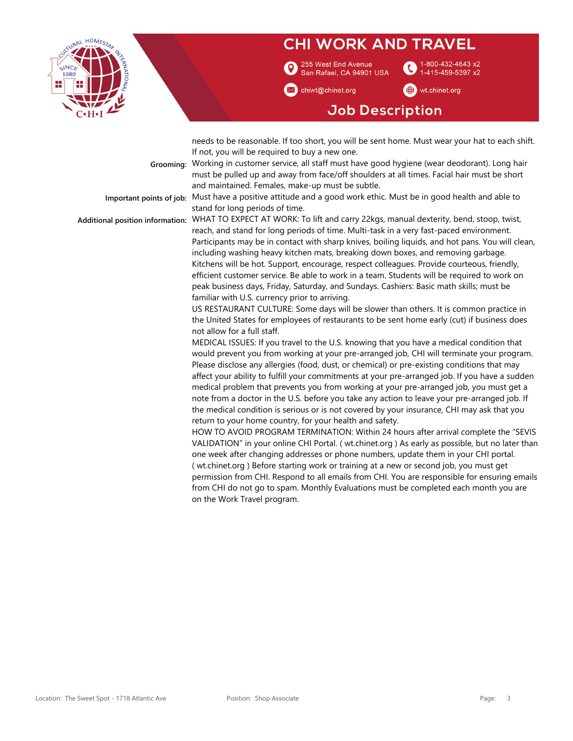needs to be reasonable. If too short, you will be sent home. Must wear your hat to each shift. If not, you will be required to buy a new one.

**Grooming:** Working in customer service, all staff must have good hygiene (wear deodorant). Long hair must be pulled up and away from face/off shoulders at all times. Facial hair must be short and maintained. Females, make-up must be subtle.

**Important points of job:** Must have a positive attitude and a good work ethic. Must be in good health and able to stand for long periods of time.

**Additional position information:** WHAT TO EXPECT AT WORK: To lift and carry 22kgs, manual dexterity, bend, stoop, twist, reach, and stand for long periods of time. Multi-task in a very fast-paced environment. Participants may be in contact with sharp knives, boiling liquids, and hot pans. You will clean, including washing heavy kitchen mats, breaking down boxes, and removing garbage. Kitchens will be hot. Support, encourage, respect colleagues. Provide courteous, friendly, efficient customer service. Be able to work in a team. Students will be required to work on peak business days, Friday, Saturday, and Sundays. Cashiers: Basic math skills; must be familiar with U.S. currency prior to arriving.

US RESTAURANT CULTURE: Some days will be slower than others. It is common practice in the United States for employees of restaurants to be sent home early (cut) if business does not allow for a full staff.

MEDICAL ISSUES: If you travel to the U.S. knowing that you have a medical condition that would prevent you from working at your pre-arranged job, CHI will terminate your program. Please disclose any allergies (food, dust, or chemical) or pre-existing conditions that may affect your ability to fulfill your commitments at your pre-arranged job. If you have a sudden medical problem that prevents you from working at your pre-arranged job, you must get a note from a doctor in the U.S. before you take any action to leave your pre-arranged job. If the medical condition is serious or is not covered by your insurance, CHI may ask that you return to your home country, for your health and safety.

HOW TO AVOID PROGRAM TERMINATION: Within 24 hours after arrival complete the "SEVIS VALIDATION" in your online CHI Portal. ( wt.chinet.org ) As early as possible, but no later than one week after changing addresses or phone numbers, update them in your CHI portal. ( wt.chinet.org ) Before starting work or training at a new or second job, you must get permission from CHI. Respond to all emails from CHI. You are responsible for ensuring emails from CHI do not go to spam. Monthly Evaluations must be completed each month you are on the Work Travel program.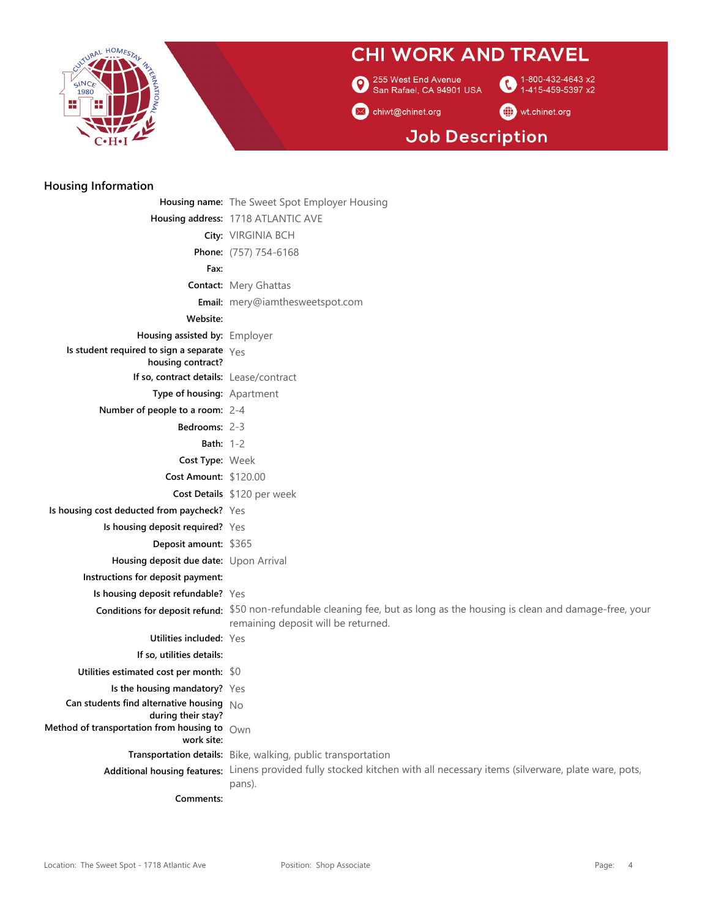# CHI WORK AND TRAVEL

255 West End Avenue
San Rafael, CA 94901 USA

1-800-432-4643 x2
1-415-459-5397 x2

chiwt@chinet.org

wt.chinet.org

## Job Description

### Housing Information

| | |
|---|---|
| **Housing name:** | The Sweet Spot Employer Housing |
| **Housing address:** | 1718 ATLANTIC AVE |
| **City:** | VIRGINIA BCH |
| **Phone:** | (757) 754-6168 |
| **Fax:** | |
| **Contact:** | Mery Ghattas |
| **Email:** | mery@iamthesweetspot.com |
| **Website:** | |
| **Housing assisted by:** | Employer |
| **Is student required to sign a separate housing contract?** | Yes |
| **If so, contract details:** | Lease/contract |
| **Type of housing:** | Apartment |
| **Number of people to a room:** | 2-4 |
| **Bedrooms:** | 2-3 |
| **Bath:** | 1-2 |
| **Cost Type:** | Week |
| **Cost Amount:** | $120.00 |
| **Cost Details** | $120 per week |
| **Is housing cost deducted from paycheck?** | Yes |
| **Is housing deposit required?** | Yes |
| **Deposit amount:** | $365 |
| **Housing deposit due date:** | Upon Arrival |
| **Instructions for deposit payment:** | |
| **Is housing deposit refundable?** | Yes |
| **Conditions for deposit refund:** | $50 non-refundable cleaning fee, but as long as the housing is clean and damage-free, your remaining deposit will be returned. |
| **Utilities included:** | Yes |
| **If so, utilities details:** | |
| **Utilities estimated cost per month:** | $0 |
| **Is the housing mandatory?** | Yes |
| **Can students find alternative housing during their stay?** | No |
| **Method of transportation from housing to work site:** | Own |
| **Transportation details:** | Bike, walking, public transportation |
| **Additional housing features:** | Linens provided fully stocked kitchen with all necessary items (silverware, plate ware, pots, pans). |
| **Comments:** | |

Location: The Sweet Spot - 1718 Atlantic Ave　　Position: Shop Associate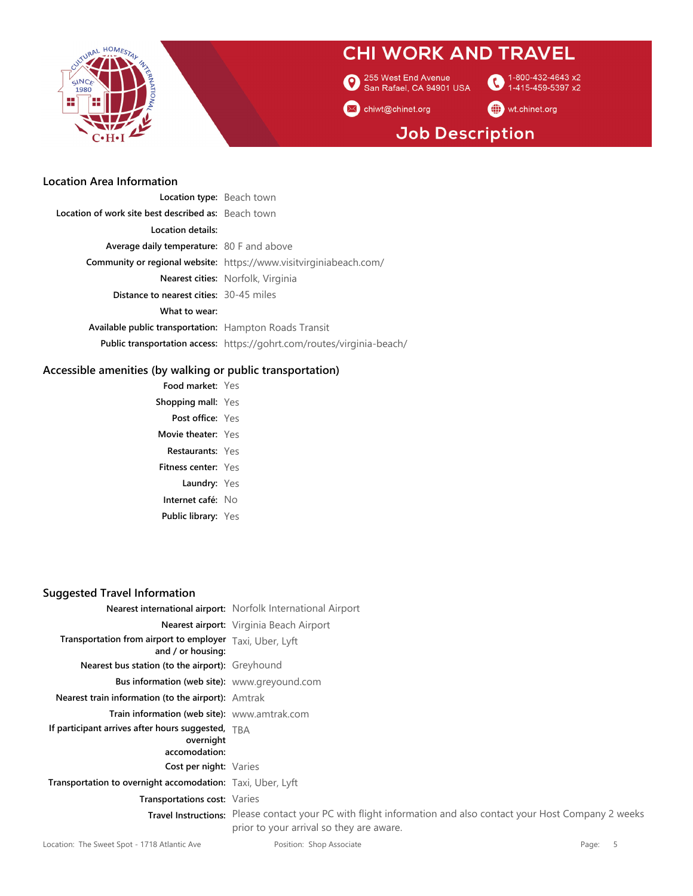## Location Area Information

| | |
|---|---|
| **Location type:** | Beach town |
| **Location of work site best described as:** | Beach town |
| **Location details:** | |
| **Average daily temperature:** | 80 F and above |
| **Community or regional website:** | https://www.visitvirginiabeach.com/ |
| **Nearest cities:** | Norfolk, Virginia |
| **Distance to nearest cities:** | 30-45 miles |
| **What to wear:** | |
| **Available public transportation:** | Hampton Roads Transit |
| **Public transportation access:** | https://gohrt.com/routes/virginia-beach/ |

## Accessible amenities (by walking or public transportation)

| | |
|---|---|
| **Food market:** | Yes |
| **Shopping mall:** | Yes |
| **Post office:** | Yes |
| **Movie theater:** | Yes |
| **Restaurants:** | Yes |
| **Fitness center:** | Yes |
| **Laundry:** | Yes |
| **Internet café:** | No |
| **Public library:** | Yes |

## Suggested Travel Information

| | |
|---|---|
| **Nearest international airport:** | Norfolk International Airport |
| **Nearest airport:** | Virginia Beach Airport |
| **Transportation from airport to employer and / or housing:** | Taxi, Uber, Lyft |
| **Nearest bus station (to the airport):** | Greyhound |
| **Bus information (web site):** | www.greyound.com |
| **Nearest train information (to the airport):** | Amtrak |
| **Train information (web site):** | www.amtrak.com |
| **If participant arrives after hours suggested, overnight accomodation:** | TBA |
| **Cost per night:** | Varies |
| **Transportation to overnight accomodation:** | Taxi, Uber, Lyft |
| **Transportations cost:** | Varies |
| **Travel Instructions:** | Please contact your PC with flight information and also contact your Host Company 2 weeks prior to your arrival so they are aware. |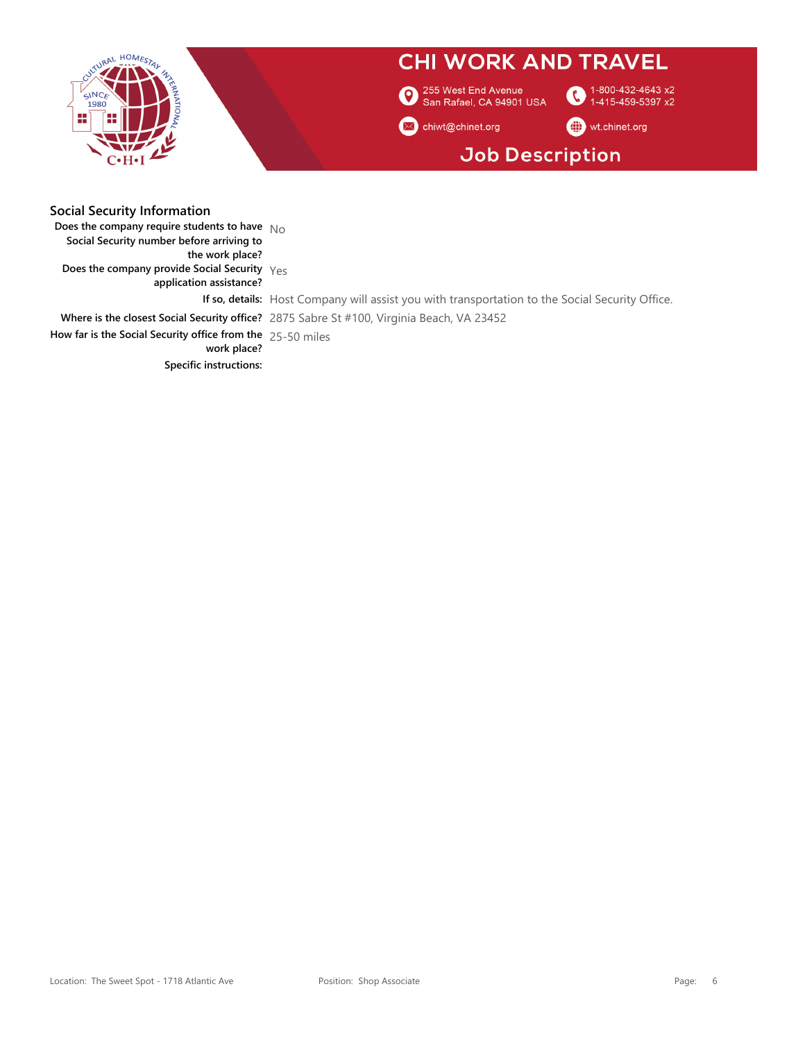## Social Security Information

**Does the company require students to have Social Security number before arriving to the work place?** No

**Does the company provide Social Security application assistance?** Yes

**If so, details:** Host Company will assist you with transportation to the Social Security Office.

**Where is the closest Social Security office?** 2875 Sabre St #100, Virginia Beach, VA 23452

**How far is the Social Security office from the work place?** 25-50 miles

**Specific instructions:**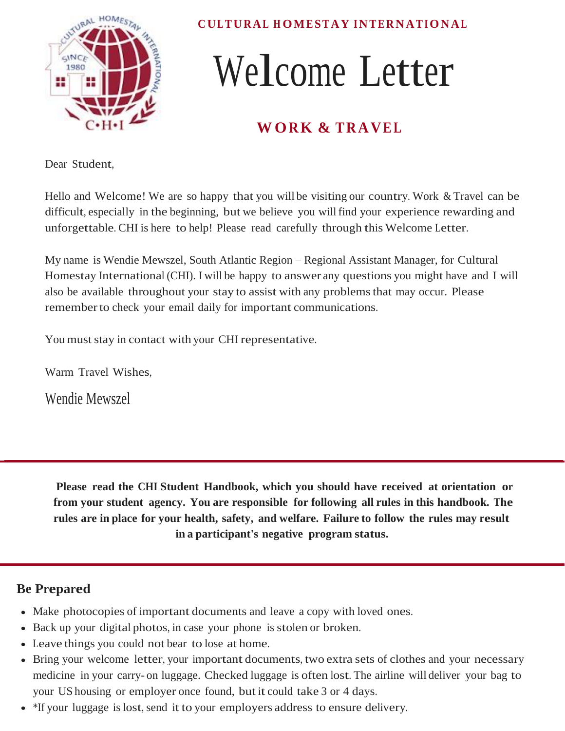CULTURAL HOMESTAY INTERNATIONAL

# Welcome Letter

## WORK & TRAVEL

Dear Student,

Hello and Welcome! We are so happy that you will be visiting our country. Work & Travel can be difficult, especially in the beginning, but we believe you will find your experience rewarding and unforgettable. CHI is here to help! Please read carefully through this Welcome Letter.

My name is Wendie Mewszel, South Atlantic Region – Regional Assistant Manager, for Cultural Homestay International (CHI). I will be happy to answer any questions you might have and I will also be available throughout your stay to assist with any problems that may occur. Please remember to check your email daily for important communications.

You must stay in contact with your CHI representative.

Warm Travel Wishes,

Wendie Mewszel

---

**Please read the CHI Student Handbook, which you should have received at orientation or from your student agency. You are responsible for following all rules in this handbook. The rules are in place for your health, safety, and welfare. Failure to follow the rules may result in a participant's negative program status.**

---

## Be Prepared

- Make photocopies of important documents and leave a copy with loved ones.
- Back up your digital photos, in case your phone is stolen or broken.
- Leave things you could not bear to lose at home.
- Bring your welcome letter, your important documents, two extra sets of clothes and your necessary medicine in your carry-on luggage. Checked luggage is often lost. The airline will deliver your bag to your US housing or employer once found, but it could take 3 or 4 days.
- *If your luggage is lost, send it to your employers address to ensure delivery.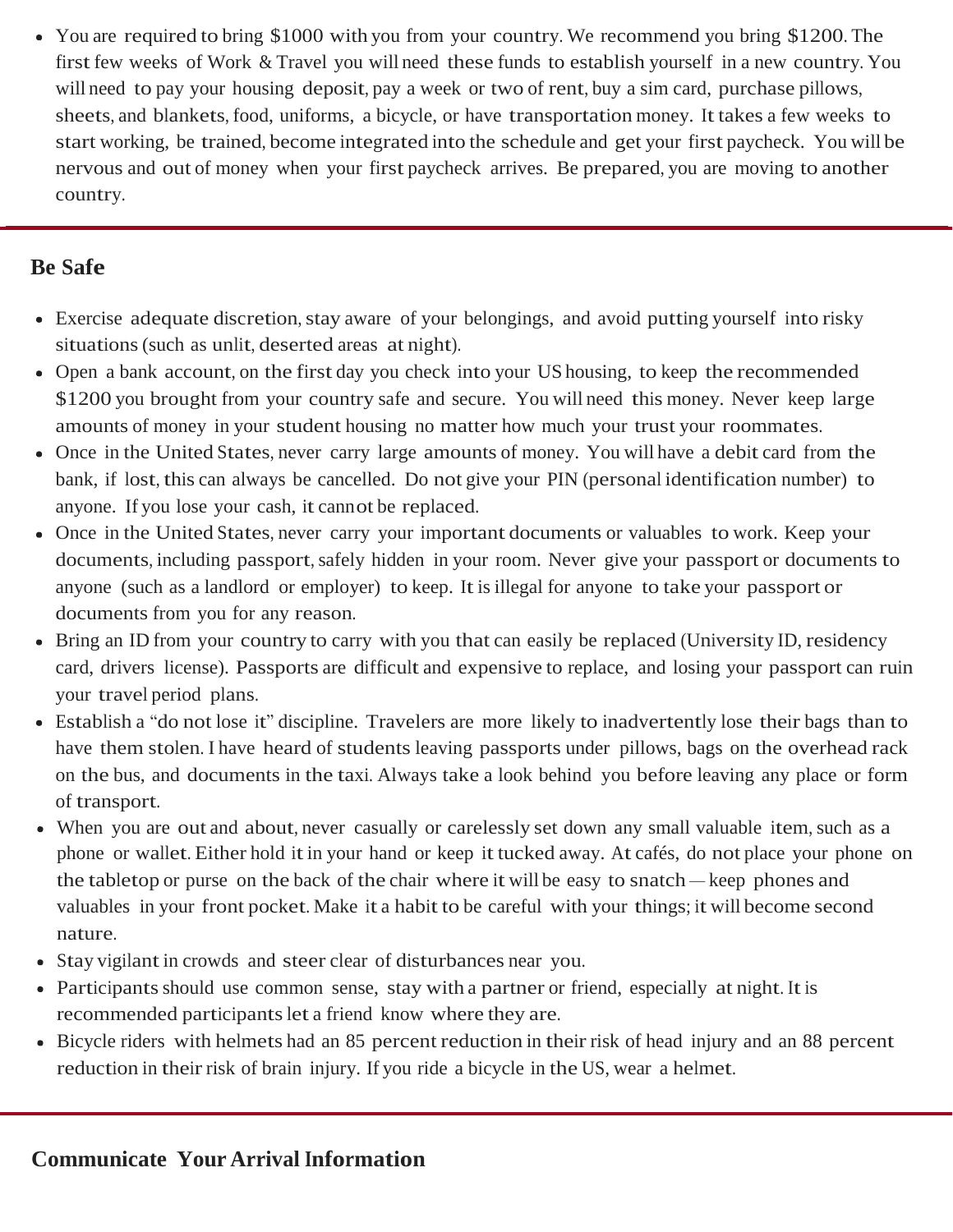- You are required to bring $1000 with you from your country. We recommend you bring $1200. The first few weeks of Work & Travel you will need these funds to establish yourself in a new country. You will need to pay your housing deposit, pay a week or two of rent, buy a sim card, purchase pillows, sheets, and blankets, food, uniforms, a bicycle, or have transportation money. It takes a few weeks to start working, be trained, become integrated into the schedule and get your first paycheck. You will be nervous and out of money when your first paycheck arrives. Be prepared, you are moving to another country.

---

## Be Safe

- Exercise adequate discretion, stay aware of your belongings, and avoid putting yourself into risky situations (such as unlit, deserted areas at night).
- Open a bank account, on the first day you check into your US housing, to keep the recommended $1200 you brought from your country safe and secure. You will need this money. Never keep large amounts of money in your student housing no matter how much your trust your roommates.
- Once in the United States, never carry large amounts of money. You will have a debit card from the bank, if lost, this can always be cancelled. Do not give your PIN (personal identification number) to anyone. If you lose your cash, it cannot be replaced.
- Once in the United States, never carry your important documents or valuables to work. Keep your documents, including passport, safely hidden in your room. Never give your passport or documents to anyone (such as a landlord or employer) to keep. It is illegal for anyone to take your passport or documents from you for any reason.
- Bring an ID from your country to carry with you that can easily be replaced (University ID, residency card, drivers license). Passports are difficult and expensive to replace, and losing your passport can ruin your travel period plans.
- Establish a "do not lose it" discipline. Travelers are more likely to inadvertently lose their bags than to have them stolen. I have heard of students leaving passports under pillows, bags on the overhead rack on the bus, and documents in the taxi. Always take a look behind you before leaving any place or form of transport.
- When you are out and about, never casually or carelessly set down any small valuable item, such as a phone or wallet. Either hold it in your hand or keep it tucked away. At cafés, do not place your phone on the tabletop or purse on the back of the chair where it will be easy to snatch — keep phones and valuables in your front pocket. Make it a habit to be careful with your things; it will become second nature.
- Stay vigilant in crowds and steer clear of disturbances near you.
- Participants should use common sense, stay with a partner or friend, especially at night. It is recommended participants let a friend know where they are.
- Bicycle riders with helmets had an 85 percent reduction in their risk of head injury and an 88 percent reduction in their risk of brain injury. If you ride a bicycle in the US, wear a helmet.

---

## Communicate Your Arrival Information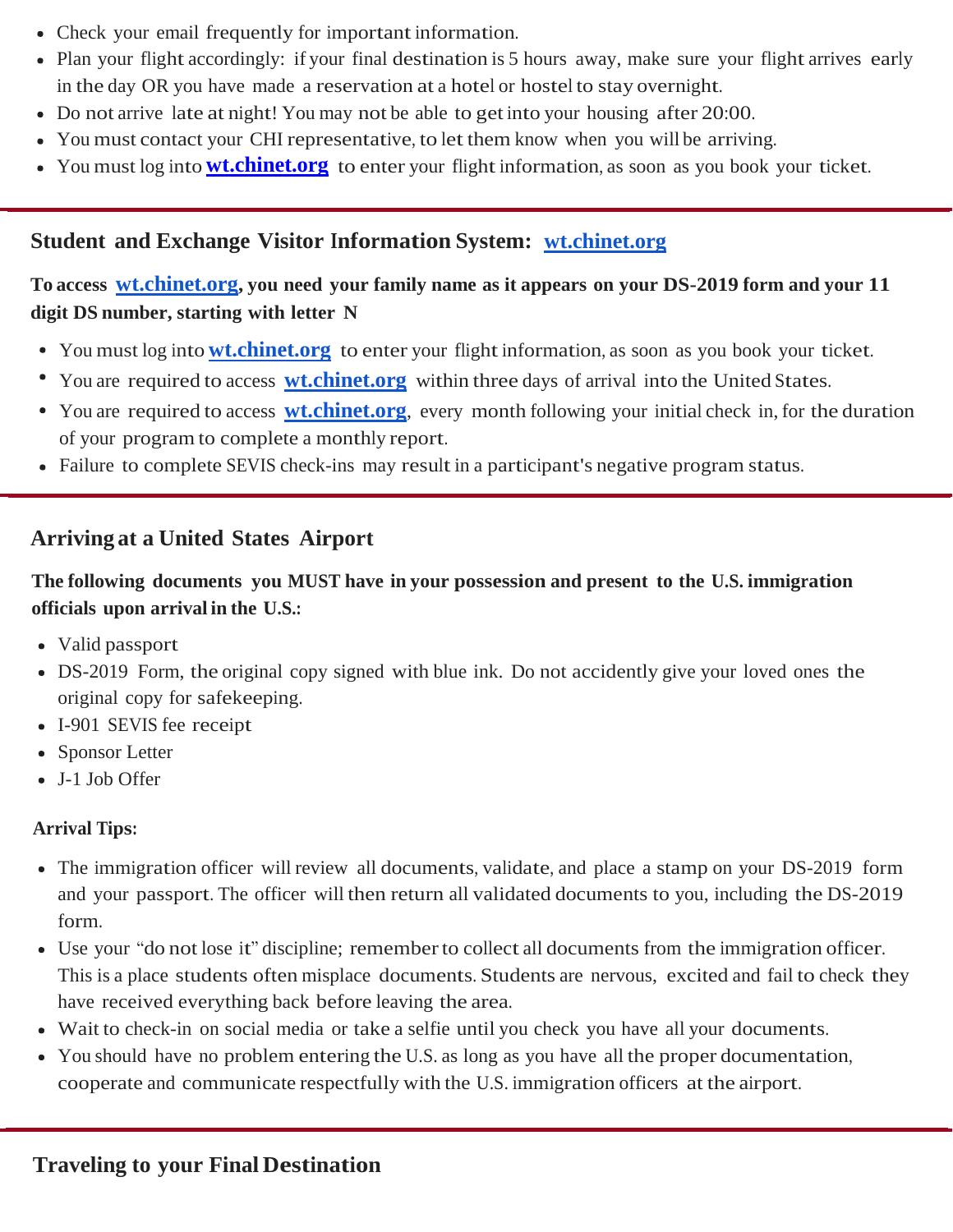- Check your email frequently for important information.
- Plan your flight accordingly: if your final destination is 5 hours away, make sure your flight arrives early in the day OR you have made a reservation at a hotel or hostel to stay overnight.
- Do not arrive late at night! You may not be able to get into your housing after 20:00.
- You must contact your CHI representative, to let them know when you will be arriving.
- You must log into **wt.chinet.org** to enter your flight information, as soon as you book your ticket.

## Student and Exchange Visitor Information System: wt.chinet.org

**To access wt.chinet.org, you need your family name as it appears on your DS-2019 form and your 11 digit DS number, starting with letter N**

- You must log into **wt.chinet.org** to enter your flight information, as soon as you book your ticket.
- You are required to access **wt.chinet.org** within three days of arrival into the United States.
- You are required to access **wt.chinet.org**, every month following your initial check in, for the duration of your program to complete a monthly report.
- Failure to complete SEVIS check-ins may result in a participant's negative program status.

## Arriving at a United States Airport

**The following documents you MUST have in your possession and present to the U.S. immigration officials upon arrival in the U.S.:**

- Valid passport
- DS-2019 Form, the original copy signed with blue ink. Do not accidently give your loved ones the original copy for safekeeping.
- I-901 SEVIS fee receipt
- Sponsor Letter
- J-1 Job Offer

**Arrival Tips:**

- The immigration officer will review all documents, validate, and place a stamp on your DS-2019 form and your passport. The officer will then return all validated documents to you, including the DS-2019 form.
- Use your "do not lose it" discipline; remember to collect all documents from the immigration officer. This is a place students often misplace documents. Students are nervous, excited and fail to check they have received everything back before leaving the area.
- Wait to check-in on social media or take a selfie until you check you have all your documents.
- You should have no problem entering the U.S. as long as you have all the proper documentation, cooperate and communicate respectfully with the U.S. immigration officers at the airport.

## Traveling to your Final Destination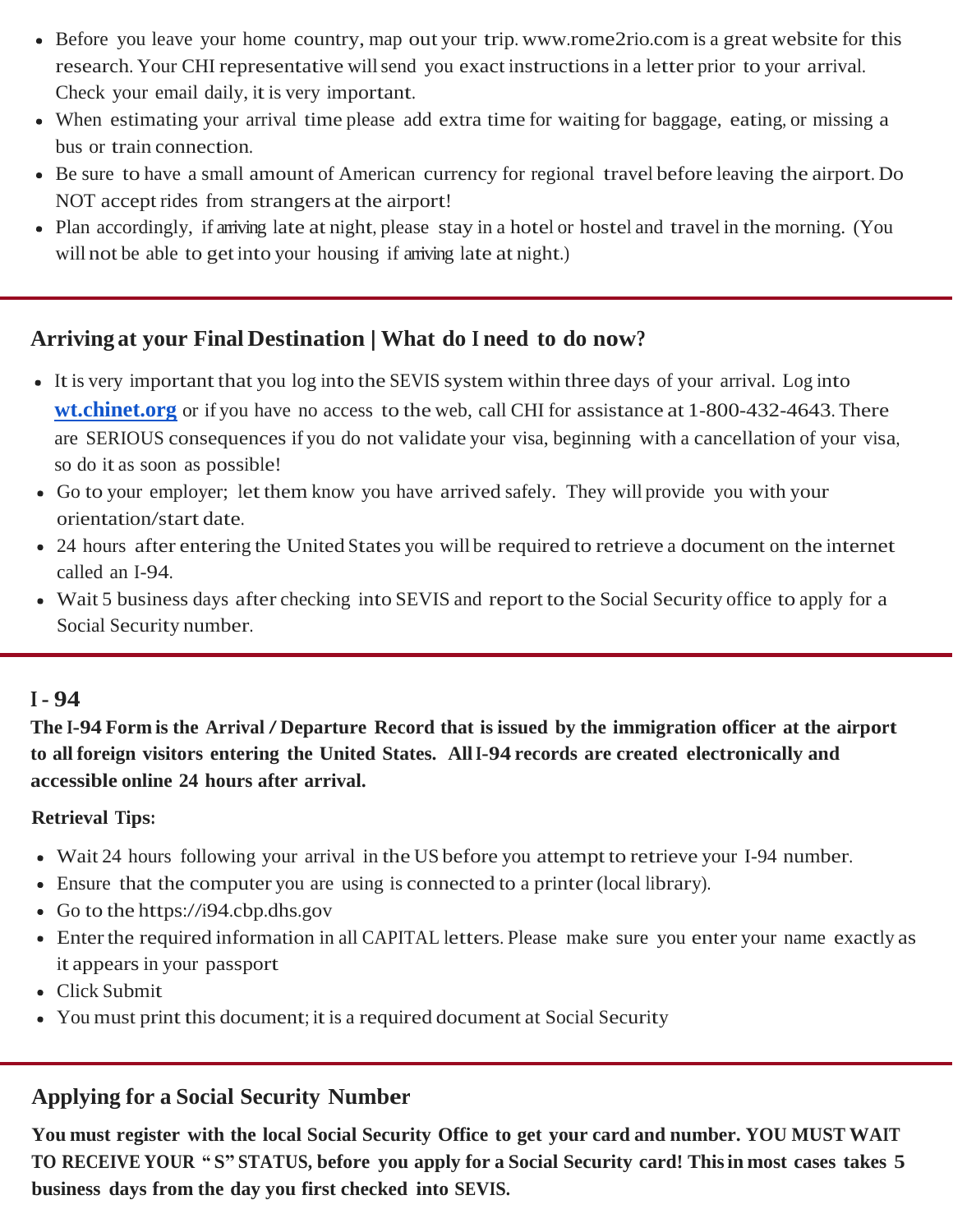- Before you leave your home country, map out your trip. www.rome2rio.com is a great website for this research. Your CHI representative will send you exact instructions in a letter prior to your arrival. Check your email daily, it is very important.
- When estimating your arrival time please add extra time for waiting for baggage, eating, or missing a bus or train connection.
- Be sure to have a small amount of American currency for regional travel before leaving the airport. Do NOT accept rides from strangers at the airport!
- Plan accordingly, if arriving late at night, please stay in a hotel or hostel and travel in the morning. (You will not be able to get into your housing if arriving late at night.)

---

## Arriving at your Final Destination | What do I need to do now?

- It is very important that you log into the SEVIS system within three days of your arrival. Log into **[wt.chinet.org](wt.chinet.org)** or if you have no access to the web, call CHI for assistance at 1-800-432-4643. There are SERIOUS consequences if you do not validate your visa, beginning with a cancellation of your visa, so do it as soon as possible!
- Go to your employer; let them know you have arrived safely. They will provide you with your orientation/start date.
- 24 hours after entering the United States you will be required to retrieve a document on the internet called an I-94.
- Wait 5 business days after checking into SEVIS and report to the Social Security office to apply for a Social Security number.

---

## I - 94

**The I-94 Form is the Arrival / Departure Record that is issued by the immigration officer at the airport to all foreign visitors entering the United States. All I-94 records are created electronically and accessible online 24 hours after arrival.**

**Retrieval Tips:**

- Wait 24 hours following your arrival in the US before you attempt to retrieve your I-94 number.
- Ensure that the computer you are using is connected to a printer (local library).
- Go to the https://i94.cbp.dhs.gov
- Enter the required information in all CAPITAL letters. Please make sure you enter your name exactly as it appears in your passport
- Click Submit
- You must print this document; it is a required document at Social Security

---

## Applying for a Social Security Number

**You must register with the local Social Security Office to get your card and number. YOU MUST WAIT TO RECEIVE YOUR "S" STATUS, before you apply for a Social Security card! This in most cases takes 5 business days from the day you first checked into SEVIS.**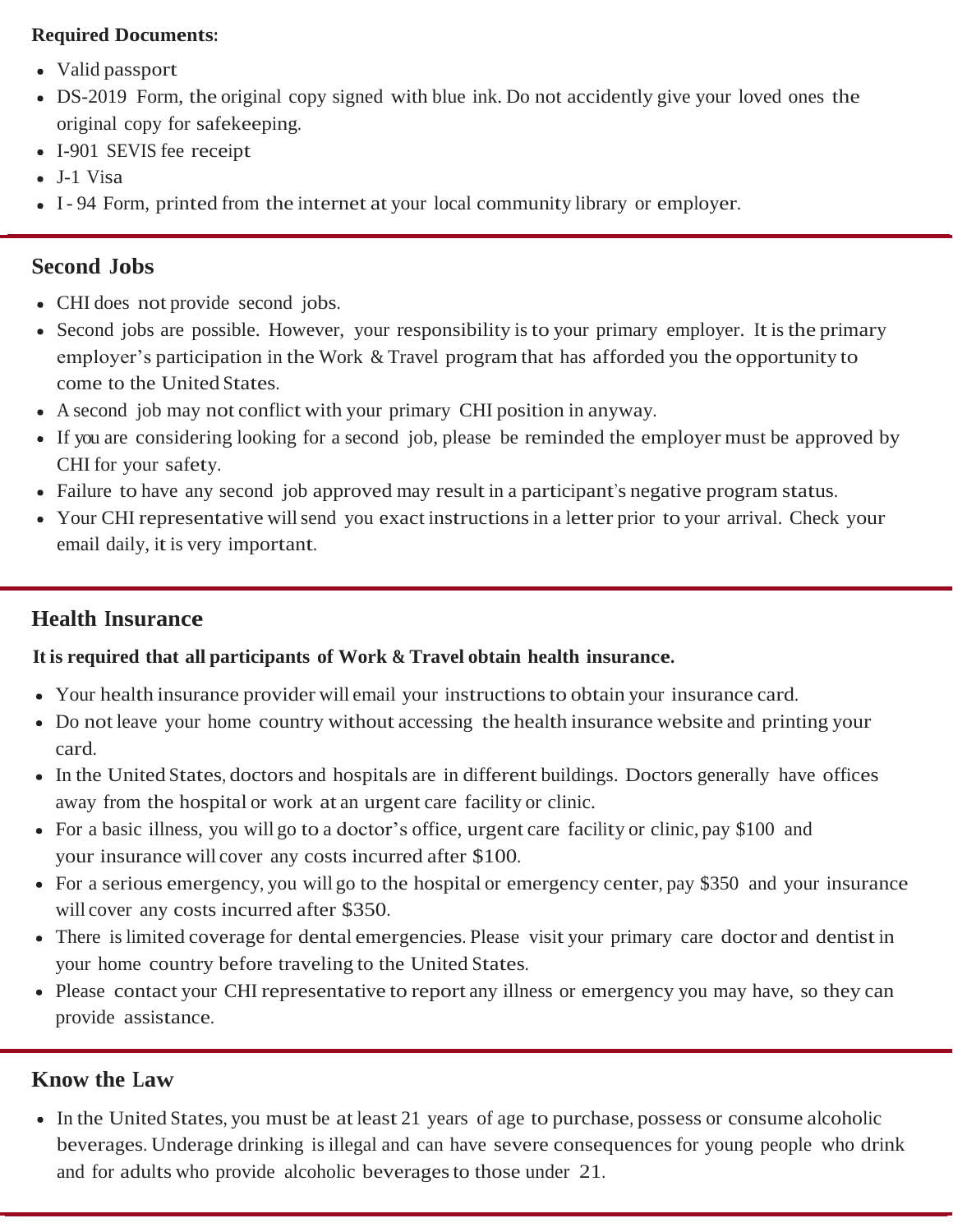**Required Documents:**

- Valid passport
- DS-2019 Form, the original copy signed with blue ink. Do not accidently give your loved ones the original copy for safekeeping.
- I-901 SEVIS fee receipt
- J-1 Visa
- I - 94 Form, printed from the internet at your local community library or employer.

## Second Jobs

- CHI does not provide second jobs.
- Second jobs are possible. However, your responsibility is to your primary employer. It is the primary employer's participation in the Work & Travel program that has afforded you the opportunity to come to the United States.
- A second job may not conflict with your primary CHI position in anyway.
- If you are considering looking for a second job, please be reminded the employer must be approved by CHI for your safety.
- Failure to have any second job approved may result in a participant's negative program status.
- Your CHI representative will send you exact instructions in a letter prior to your arrival. Check your email daily, it is very important.

## Health Insurance

**It is required that all participants of Work & Travel obtain health insurance.**

- Your health insurance provider will email your instructions to obtain your insurance card.
- Do not leave your home country without accessing the health insurance website and printing your card.
- In the United States, doctors and hospitals are in different buildings. Doctors generally have offices away from the hospital or work at an urgent care facility or clinic.
- For a basic illness, you will go to a doctor's office, urgent care facility or clinic, pay $100 and your insurance will cover any costs incurred after $100.
- For a serious emergency, you will go to the hospital or emergency center, pay $350 and your insurance will cover any costs incurred after $350.
- There is limited coverage for dental emergencies. Please visit your primary care doctor and dentist in your home country before traveling to the United States.
- Please contact your CHI representative to report any illness or emergency you may have, so they can provide assistance.

## Know the Law

- In the United States, you must be at least 21 years of age to purchase, possess or consume alcoholic beverages. Underage drinking is illegal and can have severe consequences for young people who drink and for adults who provide alcoholic beverages to those under 21.